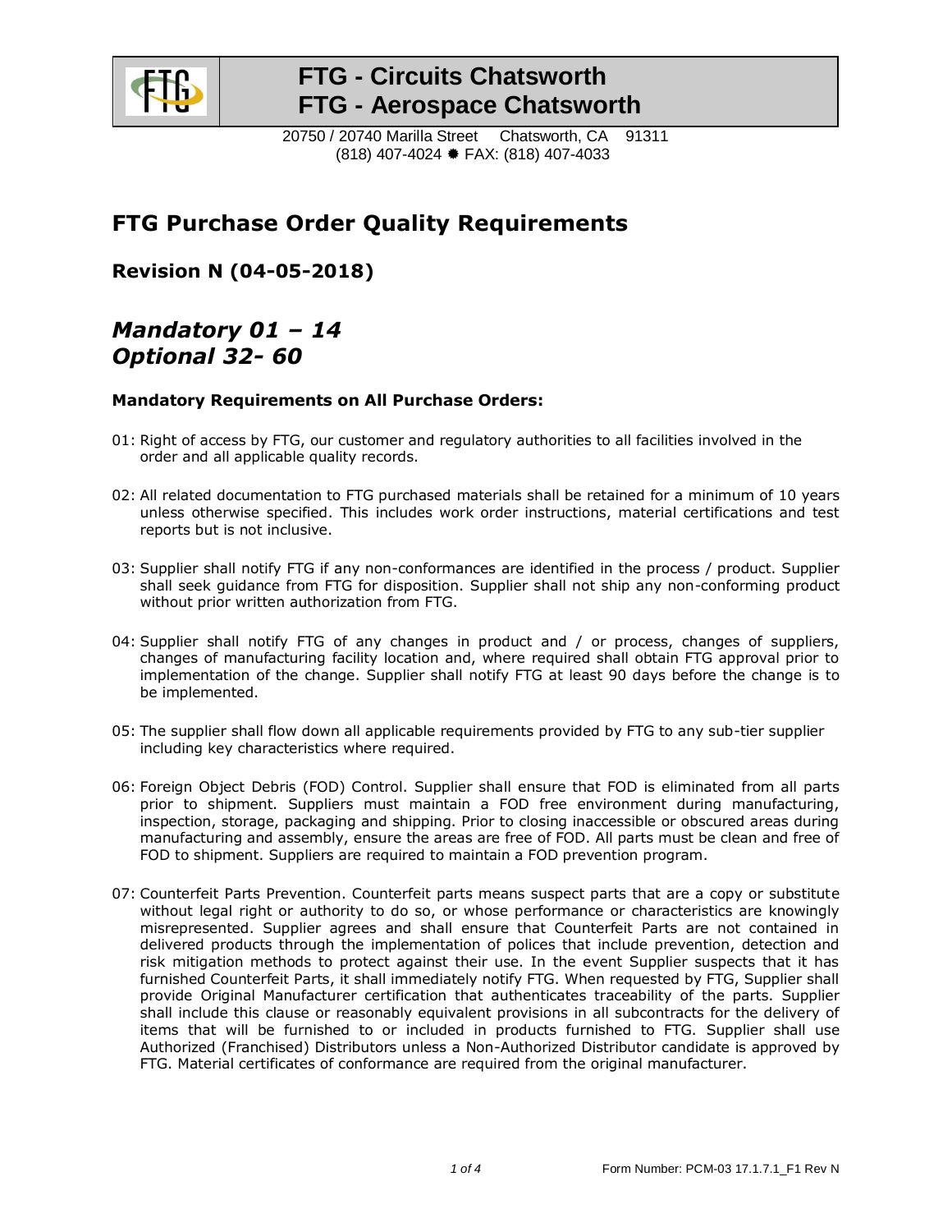# FTG - Circuits Chatsworth
# FTG - Aerospace Chatsworth

20750 / 20740 Marilla Street  Chatsworth, CA 91311
(818) 407-4024 ✹ FAX: (818) 407-4033

# FTG Purchase Order Quality Requirements

## Revision N (04-05-2018)

## *Mandatory 01 – 14*
## *Optional 32- 60*

### Mandatory Requirements on All Purchase Orders:

01: Right of access by FTG, our customer and regulatory authorities to all facilities involved in the order and all applicable quality records.

02: All related documentation to FTG purchased materials shall be retained for a minimum of 10 years unless otherwise specified. This includes work order instructions, material certifications and test reports but is not inclusive.

03: Supplier shall notify FTG if any non-conformances are identified in the process / product. Supplier shall seek guidance from FTG for disposition. Supplier shall not ship any non-conforming product without prior written authorization from FTG.

04: Supplier shall notify FTG of any changes in product and / or process, changes of suppliers, changes of manufacturing facility location and, where required shall obtain FTG approval prior to implementation of the change. Supplier shall notify FTG at least 90 days before the change is to be implemented.

05: The supplier shall flow down all applicable requirements provided by FTG to any sub-tier supplier including key characteristics where required.

06: Foreign Object Debris (FOD) Control. Supplier shall ensure that FOD is eliminated from all parts prior to shipment. Suppliers must maintain a FOD free environment during manufacturing, inspection, storage, packaging and shipping. Prior to closing inaccessible or obscured areas during manufacturing and assembly, ensure the areas are free of FOD. All parts must be clean and free of FOD to shipment. Suppliers are required to maintain a FOD prevention program.

07: Counterfeit Parts Prevention. Counterfeit parts means suspect parts that are a copy or substitute without legal right or authority to do so, or whose performance or characteristics are knowingly misrepresented. Supplier agrees and shall ensure that Counterfeit Parts are not contained in delivered products through the implementation of polices that include prevention, detection and risk mitigation methods to protect against their use. In the event Supplier suspects that it has furnished Counterfeit Parts, it shall immediately notify FTG. When requested by FTG, Supplier shall provide Original Manufacturer certification that authenticates traceability of the parts. Supplier shall include this clause or reasonably equivalent provisions in all subcontracts for the delivery of items that will be furnished to or included in products furnished to FTG. Supplier shall use Authorized (Franchised) Distributors unless a Non-Authorized Distributor candidate is approved by FTG. Material certificates of conformance are required from the original manufacturer.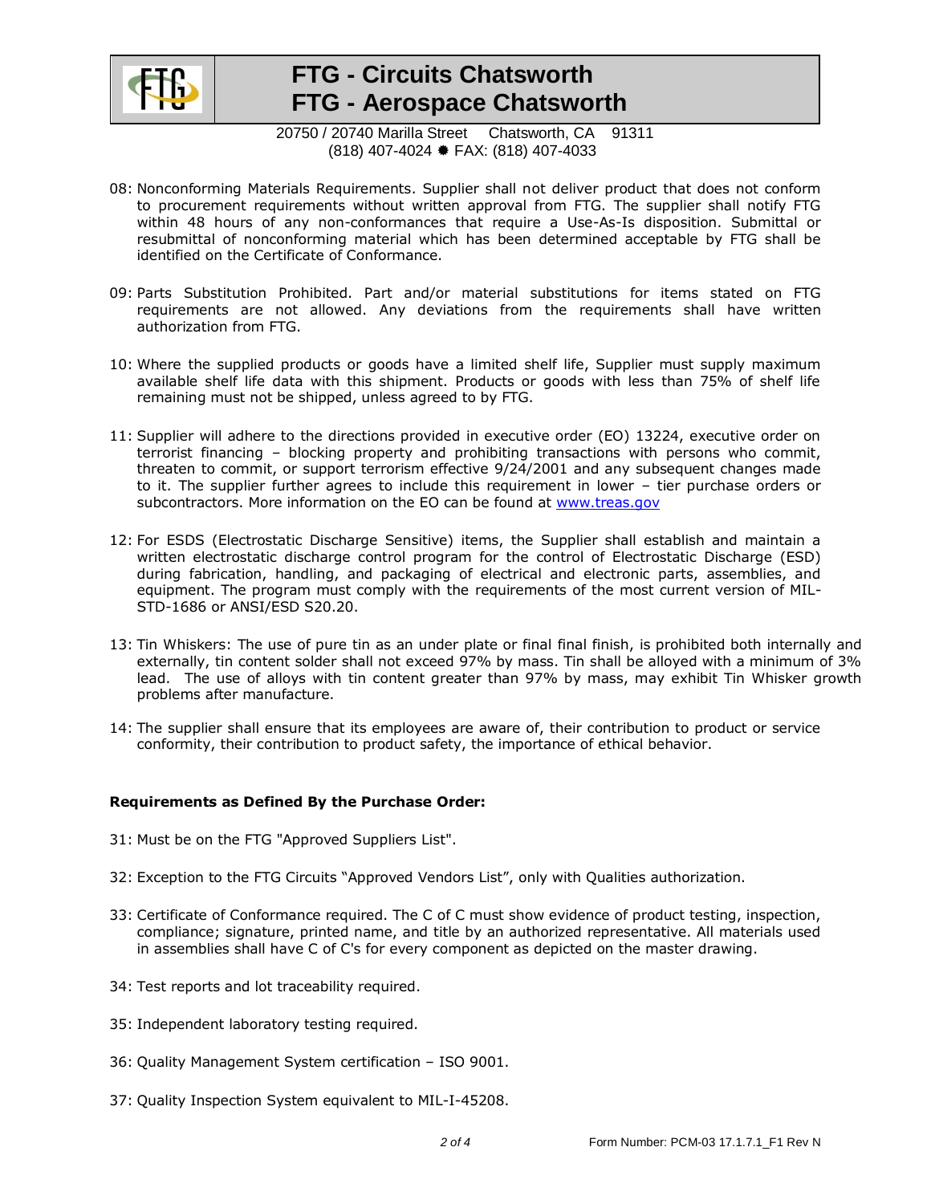08: Nonconforming Materials Requirements. Supplier shall not deliver product that does not conform to procurement requirements without written approval from FTG. The supplier shall notify FTG within 48 hours of any non-conformances that require a Use-As-Is disposition. Submittal or resubmittal of nonconforming material which has been determined acceptable by FTG shall be identified on the Certificate of Conformance.

09: Parts Substitution Prohibited. Part and/or material substitutions for items stated on FTG requirements are not allowed. Any deviations from the requirements shall have written authorization from FTG.

10: Where the supplied products or goods have a limited shelf life, Supplier must supply maximum available shelf life data with this shipment. Products or goods with less than 75% of shelf life remaining must not be shipped, unless agreed to by FTG.

11: Supplier will adhere to the directions provided in executive order (EO) 13224, executive order on terrorist financing – blocking property and prohibiting transactions with persons who commit, threaten to commit, or support terrorism effective 9/24/2001 and any subsequent changes made to it. The supplier further agrees to include this requirement in lower – tier purchase orders or subcontractors. More information on the EO can be found at www.treas.gov

12: For ESDS (Electrostatic Discharge Sensitive) items, the Supplier shall establish and maintain a written electrostatic discharge control program for the control of Electrostatic Discharge (ESD) during fabrication, handling, and packaging of electrical and electronic parts, assemblies, and equipment. The program must comply with the requirements of the most current version of MIL-STD-1686 or ANSI/ESD S20.20.

13: Tin Whiskers: The use of pure tin as an under plate or final final finish, is prohibited both internally and externally, tin content solder shall not exceed 97% by mass. Tin shall be alloyed with a minimum of 3% lead. The use of alloys with tin content greater than 97% by mass, may exhibit Tin Whisker growth problems after manufacture.

14: The supplier shall ensure that its employees are aware of, their contribution to product or service conformity, their contribution to product safety, the importance of ethical behavior.

**Requirements as Defined By the Purchase Order:**

31: Must be on the FTG "Approved Suppliers List".

32: Exception to the FTG Circuits "Approved Vendors List", only with Qualities authorization.

33: Certificate of Conformance required. The C of C must show evidence of product testing, inspection, compliance; signature, printed name, and title by an authorized representative. All materials used in assemblies shall have C of C's for every component as depicted on the master drawing.

34: Test reports and lot traceability required.

35: Independent laboratory testing required.

36: Quality Management System certification – ISO 9001.

37: Quality Inspection System equivalent to MIL-I-45208.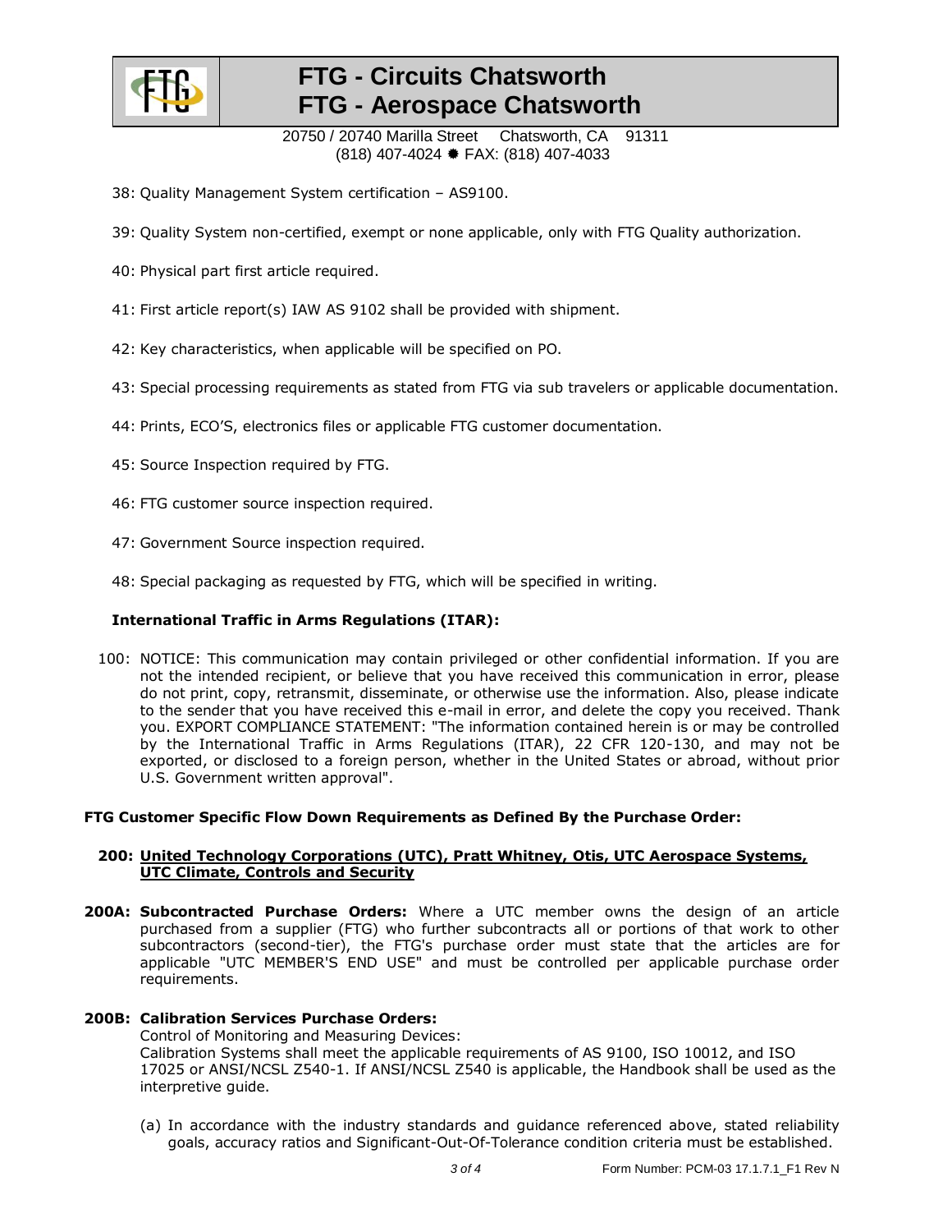38: Quality Management System certification – AS9100.

39: Quality System non-certified, exempt or none applicable, only with FTG Quality authorization.

40: Physical part first article required.

41: First article report(s) IAW AS 9102 shall be provided with shipment.

42: Key characteristics, when applicable will be specified on PO.

43: Special processing requirements as stated from FTG via sub travelers or applicable documentation.

44: Prints, ECO'S, electronics files or applicable FTG customer documentation.

45: Source Inspection required by FTG.

46: FTG customer source inspection required.

47: Government Source inspection required.

48: Special packaging as requested by FTG, which will be specified in writing.

**International Traffic in Arms Regulations (ITAR):**

100: NOTICE: This communication may contain privileged or other confidential information. If you are not the intended recipient, or believe that you have received this communication in error, please do not print, copy, retransmit, disseminate, or otherwise use the information. Also, please indicate to the sender that you have received this e-mail in error, and delete the copy you received. Thank you. EXPORT COMPLIANCE STATEMENT: "The information contained herein is or may be controlled by the International Traffic in Arms Regulations (ITAR), 22 CFR 120-130, and may not be exported, or disclosed to a foreign person, whether in the United States or abroad, without prior U.S. Government written approval".

**FTG Customer Specific Flow Down Requirements as Defined By the Purchase Order:**

**200: United Technology Corporations (UTC), Pratt Whitney, Otis, UTC Aerospace Systems, UTC Climate, Controls and Security**

**200A: Subcontracted Purchase Orders:** Where a UTC member owns the design of an article purchased from a supplier (FTG) who further subcontracts all or portions of that work to other subcontractors (second-tier), the FTG's purchase order must state that the articles are for applicable "UTC MEMBER'S END USE" and must be controlled per applicable purchase order requirements.

**200B: Calibration Services Purchase Orders:**
Control of Monitoring and Measuring Devices:
Calibration Systems shall meet the applicable requirements of AS 9100, ISO 10012, and ISO 17025 or ANSI/NCSL Z540-1. If ANSI/NCSL Z540 is applicable, the Handbook shall be used as the interpretive guide.

(a) In accordance with the industry standards and guidance referenced above, stated reliability goals, accuracy ratios and Significant-Out-Of-Tolerance condition criteria must be established.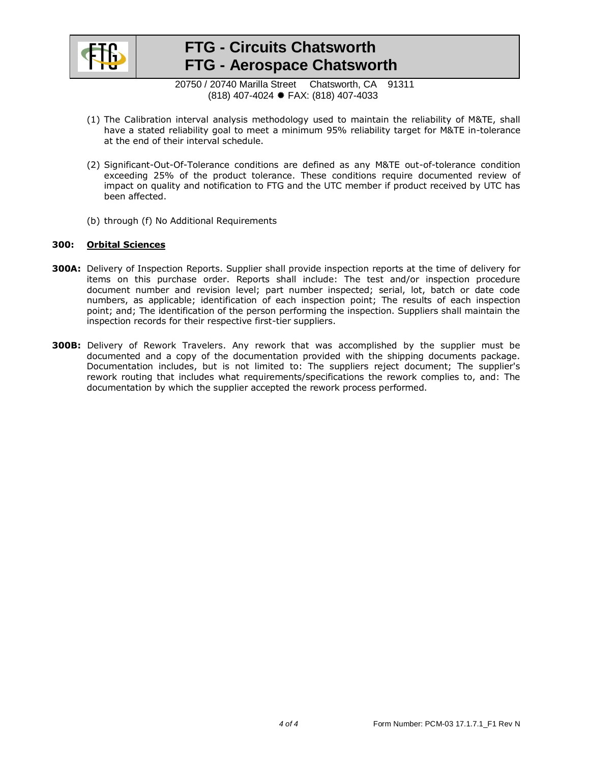(1) The Calibration interval analysis methodology used to maintain the reliability of M&TE, shall have a stated reliability goal to meet a minimum 95% reliability target for M&TE in-tolerance at the end of their interval schedule.

(2) Significant-Out-Of-Tolerance conditions are defined as any M&TE out-of-tolerance condition exceeding 25% of the product tolerance. These conditions require documented review of impact on quality and notification to FTG and the UTC member if product received by UTC has been affected.

(b) through (f) No Additional Requirements

**300: Orbital Sciences**

**300A:** Delivery of Inspection Reports. Supplier shall provide inspection reports at the time of delivery for items on this purchase order. Reports shall include: The test and/or inspection procedure document number and revision level; part number inspected; serial, lot, batch or date code numbers, as applicable; identification of each inspection point; The results of each inspection point; and; The identification of the person performing the inspection. Suppliers shall maintain the inspection records for their respective first-tier suppliers.

**300B:** Delivery of Rework Travelers. Any rework that was accomplished by the supplier must be documented and a copy of the documentation provided with the shipping documents package. Documentation includes, but is not limited to: The suppliers reject document; The supplier's rework routing that includes what requirements/specifications the rework complies to, and: The documentation by which the supplier accepted the rework process performed.